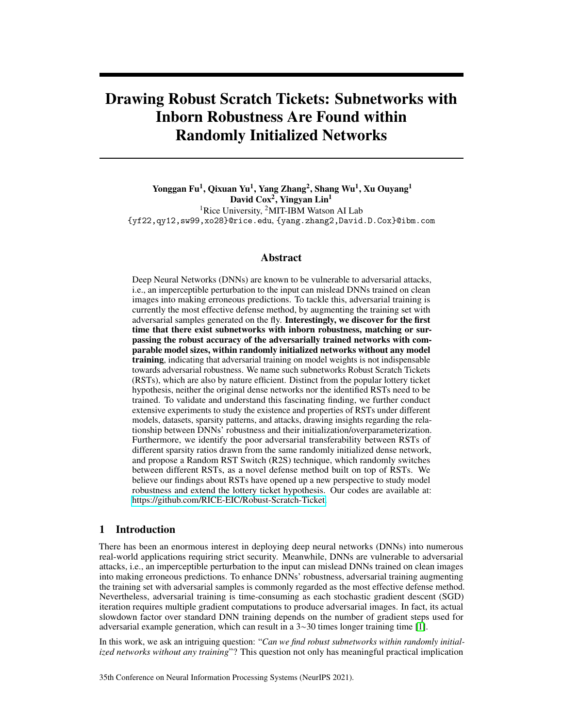# Drawing Robust Scratch Tickets: Subnetworks with Inborn Robustness Are Found within Randomly Initialized Networks

**Yonggan Fu[1], Qixuan Yu[1], Yang Zhang[2], Shang Wu[1], Xu Ouyang[1]**
**David Cox[2], Yingyan Lin[1]**
[1]Rice University, [2]MIT-IBM Watson AI Lab
{yf22,qy12,sw99,xo28}@rice.edu, {yang.zhang2,David.D.Cox}@ibm.com

## Abstract

Deep Neural Networks (DNNs) are known to be vulnerable to adversarial attacks, i.e., an imperceptible perturbation to the input can mislead DNNs trained on clean images into making erroneous predictions. To tackle this, adversarial training is currently the most effective defense method, by augmenting the training set with adversarial samples generated on the fly. **Interestingly, we discover for the first time that there exist subnetworks with inborn robustness, matching or surpassing the robust accuracy of the adversarially trained networks with comparable model sizes, within randomly initialized networks without any model training**, indicating that adversarial training on model weights is not indispensable towards adversarial robustness. We name such subnetworks Robust Scratch Tickets (RSTs), which are also by nature efficient. Distinct from the popular lottery ticket hypothesis, neither the original dense networks nor the identified RSTs need to be trained. To validate and understand this fascinating finding, we further conduct extensive experiments to study the existence and properties of RSTs under different models, datasets, sparsity patterns, and attacks, drawing insights regarding the relationship between DNNs' robustness and their initialization/overparameterization. Furthermore, we identify the poor adversarial transferability between RSTs of different sparsity ratios drawn from the same randomly initialized dense network, and propose a Random RST Switch (R2S) technique, which randomly switches between different RSTs, as a novel defense method built on top of RSTs. We believe our findings about RSTs have opened up a new perspective to study model robustness and extend the lottery ticket hypothesis. Our codes are available at: https://github.com/RICE-EIC/Robust-Scratch-Ticket.

## 1 Introduction

There has been an enormous interest in deploying deep neural networks (DNNs) into numerous real-world applications requiring strict security. Meanwhile, DNNs are vulnerable to adversarial attacks, i.e., an imperceptible perturbation to the input can mislead DNNs trained on clean images into making erroneous predictions. To enhance DNNs' robustness, adversarial training augmenting the training set with adversarial samples is commonly regarded as the most effective defense method. Nevertheless, adversarial training is time-consuming as each stochastic gradient descent (SGD) iteration requires multiple gradient computations to produce adversarial images. In fact, its actual slowdown factor over standard DNN training depends on the number of gradient steps used for adversarial example generation, which can result in a 3∼30 times longer training time [1].

In this work, we ask an intriguing question: "*Can we find robust subnetworks within randomly initialized networks without any training*"? This question not only has meaningful practical implication

35th Conference on Neural Information Processing Systems (NeurIPS 2021).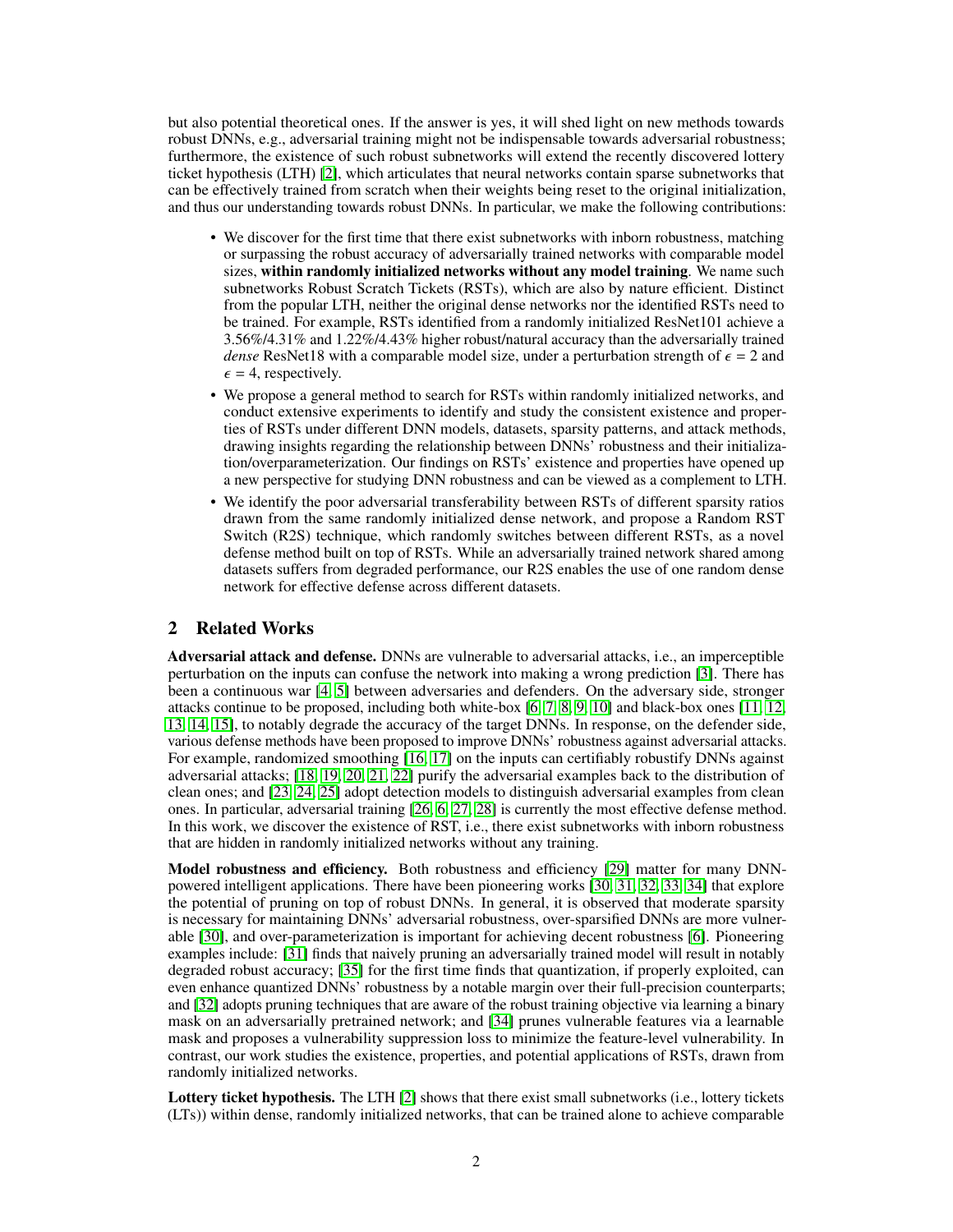but also potential theoretical ones. If the answer is yes, it will shed light on new methods towards robust DNNs, e.g., adversarial training might not be indispensable towards adversarial robustness; furthermore, the existence of such robust subnetworks will extend the recently discovered lottery ticket hypothesis (LTH) [2], which articulates that neural networks contain sparse subnetworks that can be effectively trained from scratch when their weights being reset to the original initialization, and thus our understanding towards robust DNNs. In particular, we make the following contributions:

- We discover for the first time that there exist subnetworks with inborn robustness, matching or surpassing the robust accuracy of adversarially trained networks with comparable model sizes, **within randomly initialized networks without any model training**. We name such subnetworks Robust Scratch Tickets (RSTs), which are also by nature efficient. Distinct from the popular LTH, neither the original dense networks nor the identified RSTs need to be trained. For example, RSTs identified from a randomly initialized ResNet101 achieve a 3.56%/4.31% and 1.22%/4.43% higher robust/natural accuracy than the adversarially trained *dense* ResNet18 with a comparable model size, under a perturbation strength of $\epsilon = 2$ and $\epsilon = 4$, respectively.
- We propose a general method to search for RSTs within randomly initialized networks, and conduct extensive experiments to identify and study the consistent existence and properties of RSTs under different DNN models, datasets, sparsity patterns, and attack methods, drawing insights regarding the relationship between DNNs' robustness and their initialization/overparameterization. Our findings on RSTs' existence and properties have opened up a new perspective for studying DNN robustness and can be viewed as a complement to LTH.
- We identify the poor adversarial transferability between RSTs of different sparsity ratios drawn from the same randomly initialized dense network, and propose a Random RST Switch (R2S) technique, which randomly switches between different RSTs, as a novel defense method built on top of RSTs. While an adversarially trained network shared among datasets suffers from degraded performance, our R2S enables the use of one random dense network for effective defense across different datasets.

## 2 Related Works

**Adversarial attack and defense.** DNNs are vulnerable to adversarial attacks, i.e., an imperceptible perturbation on the inputs can confuse the network into making a wrong prediction [3]. There has been a continuous war [4, 5] between adversaries and defenders. On the adversary side, stronger attacks continue to be proposed, including both white-box [6, 7, 8, 9, 10] and black-box ones [11, 12, 13, 14, 15], to notably degrade the accuracy of the target DNNs. In response, on the defender side, various defense methods have been proposed to improve DNNs' robustness against adversarial attacks. For example, randomized smoothing [16, 17] on the inputs can certifiably robustify DNNs against adversarial attacks; [18, 19, 20, 21, 22] purify the adversarial examples back to the distribution of clean ones; and [23, 24, 25] adopt detection models to distinguish adversarial examples from clean ones. In particular, adversarial training [26, 6, 27, 28] is currently the most effective defense method. In this work, we discover the existence of RST, i.e., there exist subnetworks with inborn robustness that are hidden in randomly initialized networks without any training.

**Model robustness and efficiency.** Both robustness and efficiency [29] matter for many DNN-powered intelligent applications. There have been pioneering works [30, 31, 32, 33, 34] that explore the potential of pruning on top of robust DNNs. In general, it is observed that moderate sparsity is necessary for maintaining DNNs' adversarial robustness, over-sparsified DNNs are more vulnerable [30], and over-parameterization is important for achieving decent robustness [6]. Pioneering examples include: [31] finds that naively pruning an adversarially trained model will result in notably degraded robust accuracy; [35] for the first time finds that quantization, if properly exploited, can even enhance quantized DNNs' robustness by a notable margin over their full-precision counterparts; and [32] adopts pruning techniques that are aware of the robust training objective via learning a binary mask on an adversarially pretrained network; and [34] prunes vulnerable features via a learnable mask and proposes a vulnerability suppression loss to minimize the feature-level vulnerability. In contrast, our work studies the existence, properties, and potential applications of RSTs, drawn from randomly initialized networks.

**Lottery ticket hypothesis.** The LTH [2] shows that there exist small subnetworks (i.e., lottery tickets (LTs)) within dense, randomly initialized networks, that can be trained alone to achieve comparable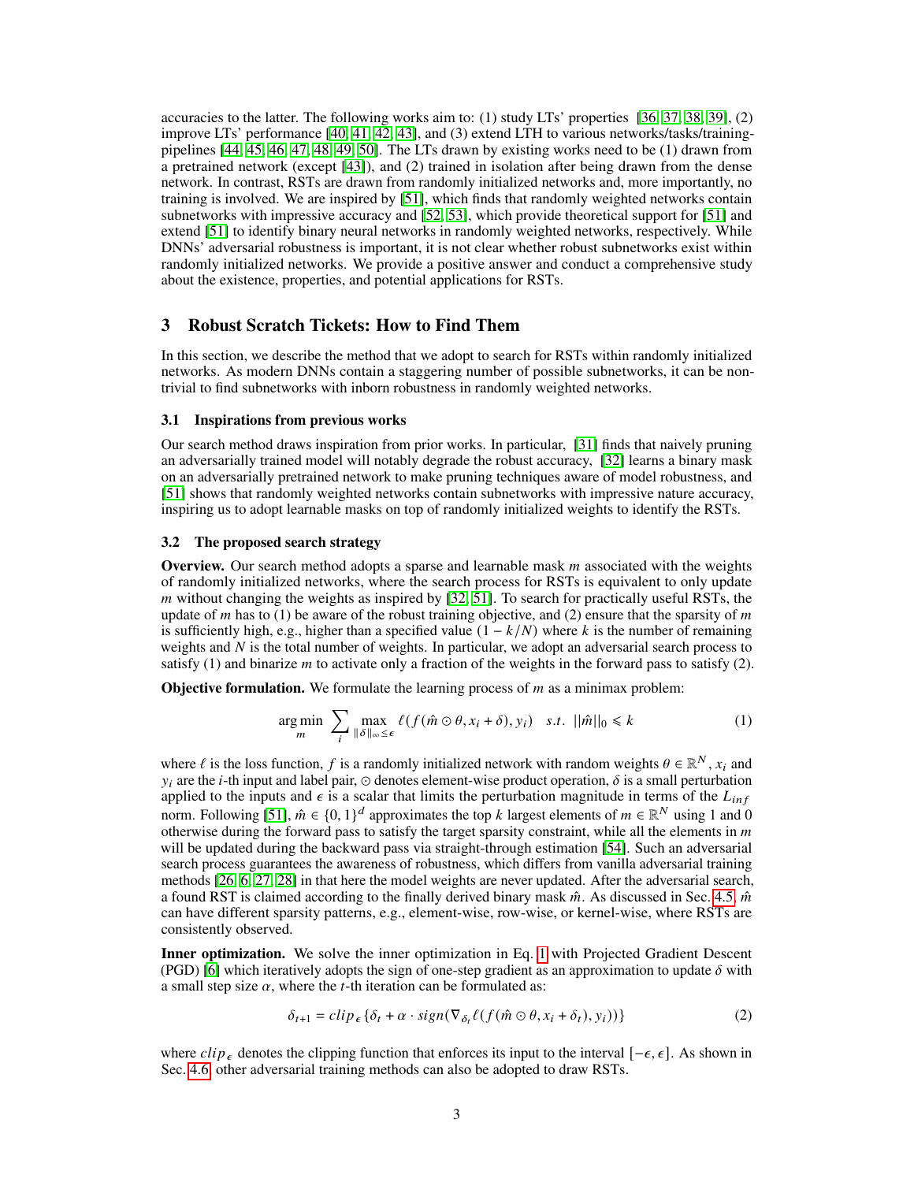accuracies to the latter. The following works aim to: (1) study LTs' properties [36, 37, 38, 39], (2) improve LTs' performance [40, 41, 42, 43], and (3) extend LTH to various networks/tasks/training-pipelines [44, 45, 46, 47, 48, 49, 50]. The LTs drawn by existing works need to be (1) drawn from a pretrained network (except [43]), and (2) trained in isolation after being drawn from the dense network. In contrast, RSTs are drawn from randomly initialized networks and, more importantly, no training is involved. We are inspired by [51], which finds that randomly weighted networks contain subnetworks with impressive accuracy and [52, 53], which provide theoretical support for [51] and extend [51] to identify binary neural networks in randomly weighted networks, respectively. While DNNs' adversarial robustness is important, it is not clear whether robust subnetworks exist within randomly initialized networks. We provide a positive answer and conduct a comprehensive study about the existence, properties, and potential applications for RSTs.

## 3 Robust Scratch Tickets: How to Find Them

In this section, we describe the method that we adopt to search for RSTs within randomly initialized networks. As modern DNNs contain a staggering number of possible subnetworks, it can be non-trivial to find subnetworks with inborn robustness in randomly weighted networks.

### 3.1 Inspirations from previous works

Our search method draws inspiration from prior works. In particular, [31] finds that naively pruning an adversarially trained model will notably degrade the robust accuracy, [32] learns a binary mask on an adversarially pretrained network to make pruning techniques aware of model robustness, and [51] shows that randomly weighted networks contain subnetworks with impressive nature accuracy, inspiring us to adopt learnable masks on top of randomly initialized weights to identify the RSTs.

### 3.2 The proposed search strategy

**Overview.** Our search method adopts a sparse and learnable mask $m$ associated with the weights of randomly initialized networks, where the search process for RSTs is equivalent to only update $m$ without changing the weights as inspired by [32, 51]. To search for practically useful RSTs, the update of $m$ has to (1) be aware of the robust training objective, and (2) ensure that the sparsity of $m$ is sufficiently high, e.g., higher than a specified value $(1 - k/N)$ where $k$ is the number of remaining weights and $N$ is the total number of weights. In particular, we adopt an adversarial search process to satisfy (1) and binarize $m$ to activate only a fraction of the weights in the forward pass to satisfy (2).

**Objective formulation.** We formulate the learning process of $m$ as a minimax problem:

$$\arg\min_{m} \sum_{i} \max_{\|\delta\|_\infty \leqslant \epsilon} \ell(f(\hat{m} \odot \theta, x_i + \delta), y_i) \quad s.t. \; ||\hat{m}||_0 \leqslant k \tag{1}$$

where $\ell$ is the loss function, $f$ is a randomly initialized network with random weights $\theta \in \mathbb{R}^N$, $x_i$ and $y_i$ are the $i$-th input and label pair, $\odot$ denotes element-wise product operation, $\delta$ is a small perturbation applied to the inputs and $\epsilon$ is a scalar that limits the perturbation magnitude in terms of the $L_{inf}$ norm. Following [51], $\hat{m} \in \{0, 1\}^d$ approximates the top $k$ largest elements of $m \in \mathbb{R}^N$ using 1 and 0 otherwise during the forward pass to satisfy the target sparsity constraint, while all the elements in $m$ will be updated during the backward pass via straight-through estimation [54]. Such an adversarial search process guarantees the awareness of robustness, which differs from vanilla adversarial training methods [26, 6, 27, 28] in that here the model weights are never updated. After the adversarial search, a found RST is claimed according to the finally derived binary mask $\hat{m}$. As discussed in Sec. 4.5, $\hat{m}$ can have different sparsity patterns, e.g., element-wise, row-wise, or kernel-wise, where RSTs are consistently observed.

**Inner optimization.** We solve the inner optimization in Eq. 1 with Projected Gradient Descent (PGD) [6] which iteratively adopts the sign of one-step gradient as an approximation to update $\delta$ with a small step size $\alpha$, where the $t$-th iteration can be formulated as:

$$\delta_{t+1} = clip_\epsilon\{\delta_t + \alpha \cdot sign(\nabla_{\delta_t} \ell(f(\hat{m} \odot \theta, x_i + \delta_t), y_i))\} \tag{2}$$

where $clip_\epsilon$ denotes the clipping function that enforces its input to the interval $[-\epsilon, \epsilon]$. As shown in Sec. 4.6, other adversarial training methods can also be adopted to draw RSTs.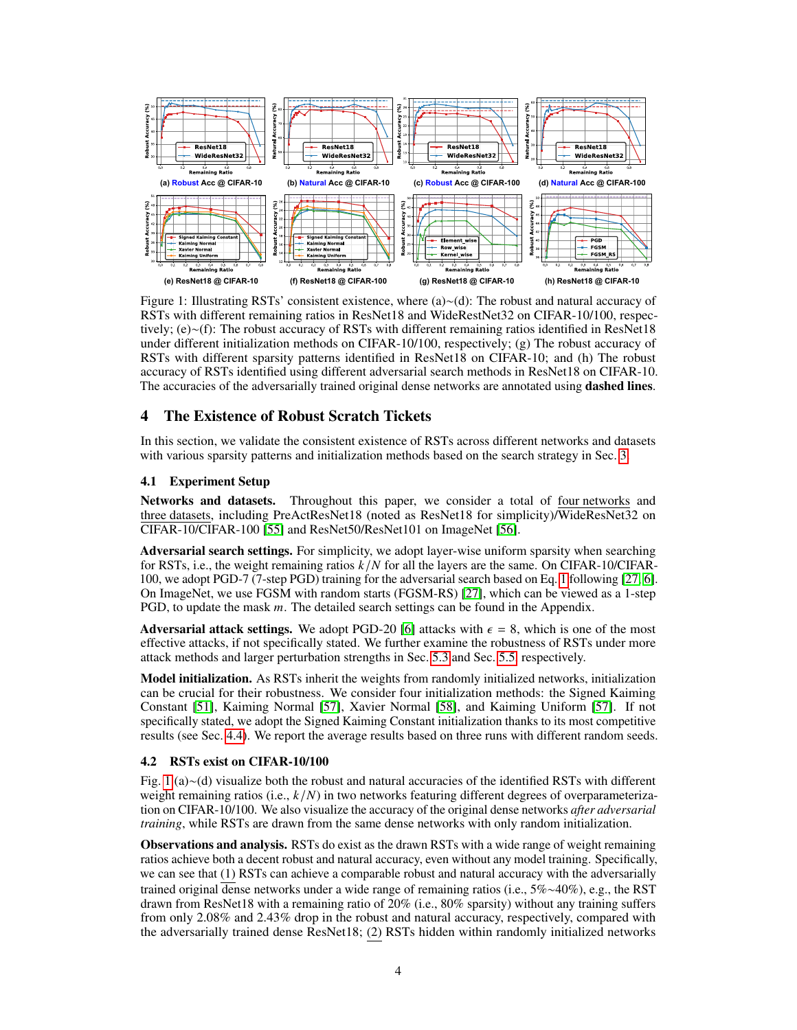Figure 1: Illustrating RSTs' consistent existence, where (a)~(d): The robust and natural accuracy of RSTs with different remaining ratios in ResNet18 and WideRestNet32 on CIFAR-10/100, respectively; (e)~(f): The robust accuracy of RSTs with different remaining ratios identified in ResNet18 under different initialization methods on CIFAR-10/100, respectively; (g) The robust accuracy of RSTs with different sparsity patterns identified in ResNet18 on CIFAR-10; and (h) The robust accuracy of RSTs identified using different adversarial search methods in ResNet18 on CIFAR-10. The accuracies of the adversarially trained original dense networks are annotated using **dashed lines**.

## 4 The Existence of Robust Scratch Tickets

In this section, we validate the consistent existence of RSTs across different networks and datasets with various sparsity patterns and initialization methods based on the search strategy in Sec. 3.

### 4.1 Experiment Setup

**Networks and datasets.** Throughout this paper, we consider a total of four networks and three datasets, including PreActResNet18 (noted as ResNet18 for simplicity)/WideResNet32 on CIFAR-10/CIFAR-100 [55] and ResNet50/ResNet101 on ImageNet [56].

**Adversarial search settings.** For simplicity, we adopt layer-wise uniform sparsity when searching for RSTs, i.e., the weight remaining ratios $k/N$ for all the layers are the same. On CIFAR-10/CIFAR-100, we adopt PGD-7 (7-step PGD) training for the adversarial search based on Eq. 1 following [27, 6]. On ImageNet, we use FGSM with random starts (FGSM-RS) [27], which can be viewed as a 1-step PGD, to update the mask $m$. The detailed search settings can be found in the Appendix.

**Adversarial attack settings.** We adopt PGD-20 [6] attacks with $\epsilon = 8$, which is one of the most effective attacks, if not specifically stated. We further examine the robustness of RSTs under more attack methods and larger perturbation strengths in Sec. 5.3 and Sec. 5.5, respectively.

**Model initialization.** As RSTs inherit the weights from randomly initialized networks, initialization can be crucial for their robustness. We consider four initialization methods: the Signed Kaiming Constant [51], Kaiming Normal [57], Xavier Normal [58], and Kaiming Uniform [57]. If not specifically stated, we adopt the Signed Kaiming Constant initialization thanks to its most competitive results (see Sec. 4.4). We report the average results based on three runs with different random seeds.

### 4.2 RSTs exist on CIFAR-10/100

Fig. 1 (a)~(d) visualize both the robust and natural accuracies of the identified RSTs with different weight remaining ratios (i.e., $k/N$) in two networks featuring different degrees of overparameterization on CIFAR-10/100. We also visualize the accuracy of the original dense networks *after adversarial training*, while RSTs are drawn from the same dense networks with only random initialization.

**Observations and analysis.** RSTs do exist as the drawn RSTs with a wide range of weight remaining ratios achieve both a decent robust and natural accuracy, even without any model training. Specifically, we can see that (1) RSTs can achieve a comparable robust and natural accuracy with the adversarially trained original dense networks under a wide range of remaining ratios (i.e., 5%~40%), e.g., the RST drawn from ResNet18 with a remaining ratio of 20% (i.e., 80% sparsity) without any training suffers from only 2.08% and 2.43% drop in the robust and natural accuracy, respectively, compared with the adversarially trained dense ResNet18; (2) RSTs hidden within randomly initialized networks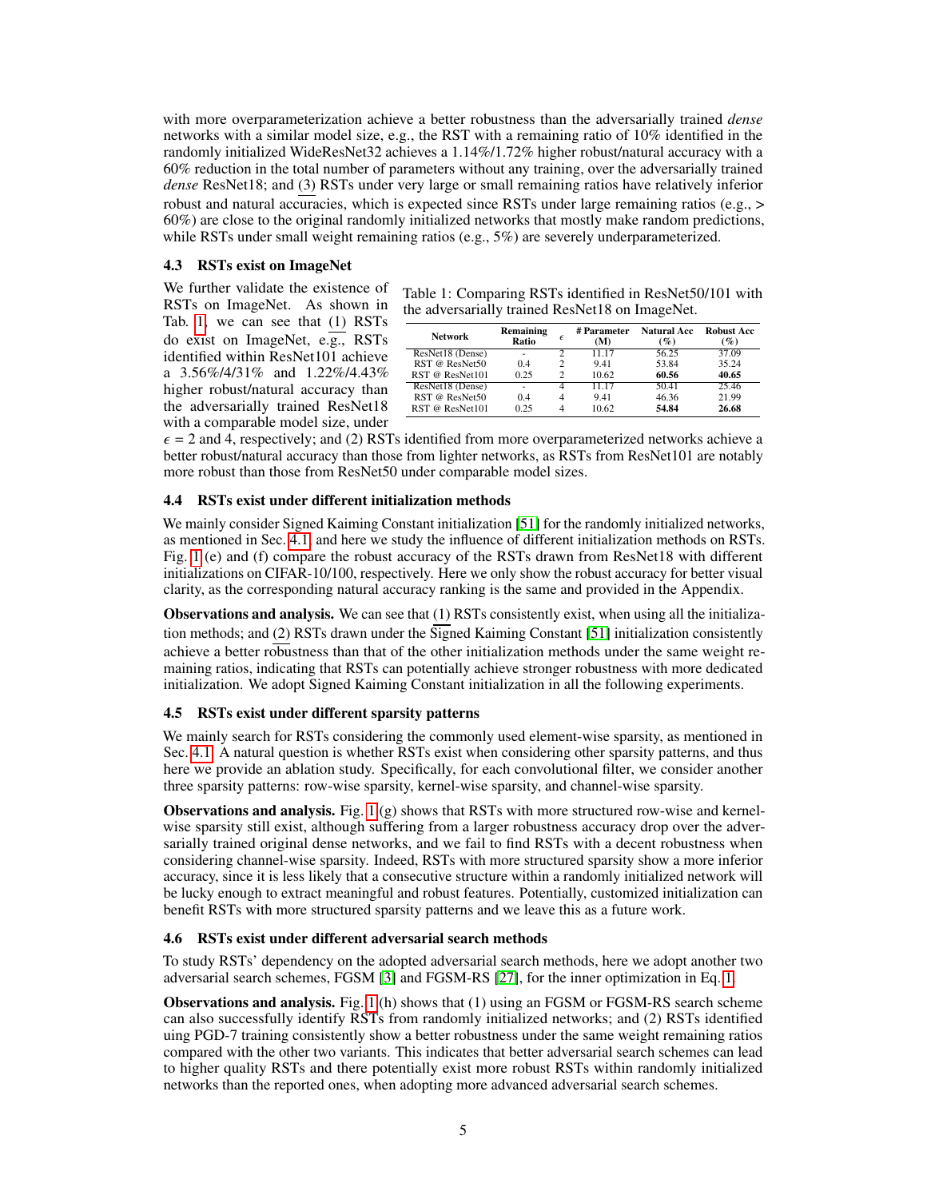with more overparameterization achieve a better robustness than the adversarially trained *dense* networks with a similar model size, e.g., the RST with a remaining ratio of 10% identified in the randomly initialized WideResNet32 achieves a 1.14%/1.72% higher robust/natural accuracy with a 60% reduction in the total number of parameters without any training, over the adversarially trained *dense* ResNet18; and (3) RSTs under very large or small remaining ratios have relatively inferior robust and natural accuracies, which is expected since RSTs under large remaining ratios (e.g., > 60%) are close to the original randomly initialized networks that mostly make random predictions, while RSTs under small weight remaining ratios (e.g., 5%) are severely underparameterized.

### 4.3 RSTs exist on ImageNet

We further validate the existence of RSTs on ImageNet. As shown in Tab. 1, we can see that (1) RSTs do exist on ImageNet, e.g., RSTs identified within ResNet101 achieve a 3.56%/4/31% and 1.22%/4.43% higher robust/natural accuracy than the adversarially trained ResNet18 with a comparable model size, under $\epsilon$ = 2 and 4, respectively; and (2) RSTs identified from more overparameterized networks achieve a better robust/natural accuracy than those from lighter networks, as RSTs from ResNet101 are notably more robust than those from ResNet50 under comparable model sizes.

Table 1: Comparing RSTs identified in ResNet50/101 with the adversarially trained ResNet18 on ImageNet.

| Network | Remaining Ratio | $\epsilon$ | # Parameter (M) | Natural Acc (%) | Robust Acc (%) |
|---|---|---|---|---|---|
| ResNet18 (Dense) | - | 2 | 11.17 | 56.25 | 37.09 |
| RST @ ResNet50 | 0.4 | 2 | 9.41 | 53.84 | 35.24 |
| RST @ ResNet101 | 0.25 | 2 | 10.62 | **60.56** | **40.65** |
| ResNet18 (Dense) | - | 4 | 11.17 | 50.41 | 25.46 |
| RST @ ResNet50 | 0.4 | 4 | 9.41 | 46.36 | 21.99 |
| RST @ ResNet101 | 0.25 | 4 | 10.62 | **54.84** | **26.68** |

### 4.4 RSTs exist under different initialization methods

We mainly consider Signed Kaiming Constant initialization [51] for the randomly initialized networks, as mentioned in Sec. 4.1, and here we study the influence of different initialization methods on RSTs. Fig. 1 (e) and (f) compare the robust accuracy of the RSTs drawn from ResNet18 with different initializations on CIFAR-10/100, respectively. Here we only show the robust accuracy for better visual clarity, as the corresponding natural accuracy ranking is the same and provided in the Appendix.

**Observations and analysis.** We can see that (1) RSTs consistently exist, when using all the initialization methods; and (2) RSTs drawn under the Signed Kaiming Constant [51] initialization consistently achieve a better robustness than that of the other initialization methods under the same weight remaining ratios, indicating that RSTs can potentially achieve stronger robustness with more dedicated initialization. We adopt Signed Kaiming Constant initialization in all the following experiments.

### 4.5 RSTs exist under different sparsity patterns

We mainly search for RSTs considering the commonly used element-wise sparsity, as mentioned in Sec. 4.1. A natural question is whether RSTs exist when considering other sparsity patterns, and thus here we provide an ablation study. Specifically, for each convolutional filter, we consider another three sparsity patterns: row-wise sparsity, kernel-wise sparsity, and channel-wise sparsity.

**Observations and analysis.** Fig. 1 (g) shows that RSTs with more structured row-wise and kernel-wise sparsity still exist, although suffering from a larger robustness accuracy drop over the adversarially trained original dense networks, and we fail to find RSTs with a decent robustness when considering channel-wise sparsity. Indeed, RSTs with more structured sparsity show a more inferior accuracy, since it is less likely that a consecutive structure within a randomly initialized network will be lucky enough to extract meaningful and robust features. Potentially, customized initialization can benefit RSTs with more structured sparsity patterns and we leave this as a future work.

### 4.6 RSTs exist under different adversarial search methods

To study RSTs' dependency on the adopted adversarial search methods, here we adopt another two adversarial search schemes, FGSM [3] and FGSM-RS [27], for the inner optimization in Eq. 1.

**Observations and analysis.** Fig. 1 (h) shows that (1) using an FGSM or FGSM-RS search scheme can also successfully identify RSTs from randomly initialized networks; and (2) RSTs identified using PGD-7 training consistently show a better robustness under the same weight remaining ratios compared with the other two variants. This indicates that better adversarial search schemes can lead to higher quality RSTs and there potentially exist more robust RSTs within randomly initialized networks than the reported ones, when adopting more advanced adversarial search schemes.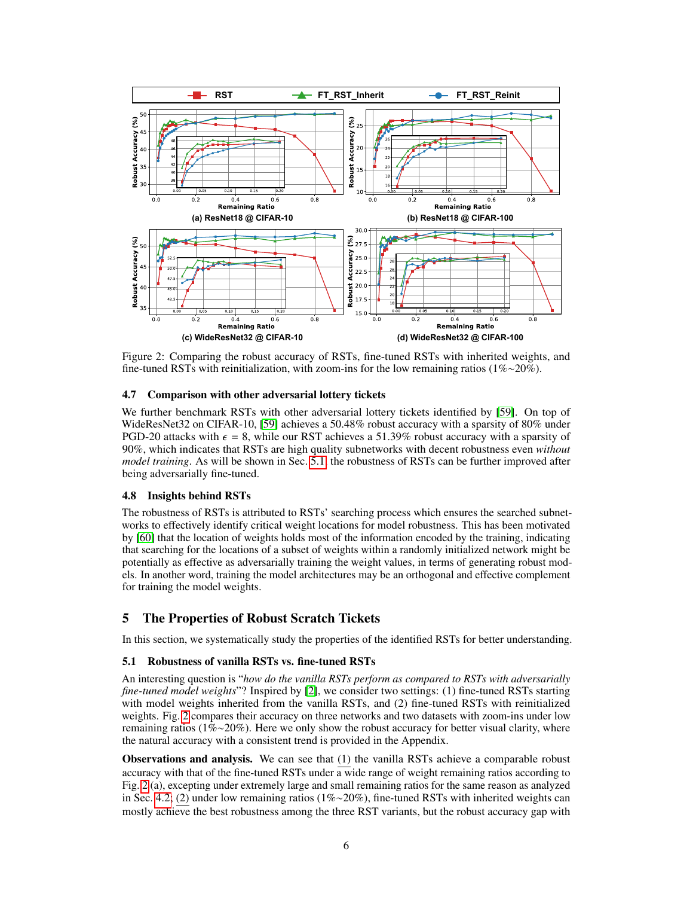Figure 2: Comparing the robust accuracy of RSTs, fine-tuned RSTs with inherited weights, and fine-tuned RSTs with reinitialization, with zoom-ins for the low remaining ratios (1%∼20%).

### 4.7 Comparison with other adversarial lottery tickets

We further benchmark RSTs with other adversarial lottery tickets identified by [59]. On top of WideResNet32 on CIFAR-10, [59] achieves a 50.48% robust accuracy with a sparsity of 80% under PGD-20 attacks with $\epsilon = 8$, while our RST achieves a 51.39% robust accuracy with a sparsity of 90%, which indicates that RSTs are high quality subnetworks with decent robustness even *without model training*. As will be shown in Sec. 5.1, the robustness of RSTs can be further improved after being adversarially fine-tuned.

### 4.8 Insights behind RSTs

The robustness of RSTs is attributed to RSTs' searching process which ensures the searched subnetworks to effectively identify critical weight locations for model robustness. This has been motivated by [60] that the location of weights holds most of the information encoded by the training, indicating that searching for the locations of a subset of weights within a randomly initialized network might be potentially as effective as adversarially training the weight values, in terms of generating robust models. In another word, training the model architectures may be an orthogonal and effective complement for training the model weights.

## 5 The Properties of Robust Scratch Tickets

In this section, we systematically study the properties of the identified RSTs for better understanding.

### 5.1 Robustness of vanilla RSTs vs. fine-tuned RSTs

An interesting question is "*how do the vanilla RSTs perform as compared to RSTs with adversarially fine-tuned model weights*"? Inspired by [2], we consider two settings: (1) fine-tuned RSTs starting with model weights inherited from the vanilla RSTs, and (2) fine-tuned RSTs with reinitialized weights. Fig. 2 compares their accuracy on three networks and two datasets with zoom-ins under low remaining ratios (1%∼20%). Here we only show the robust accuracy for better visual clarity, where the natural accuracy with a consistent trend is provided in the Appendix.

**Observations and analysis.** We can see that (1) the vanilla RSTs achieve a comparable robust accuracy with that of the fine-tuned RSTs under a wide range of weight remaining ratios according to Fig. 2 (a), excepting under extremely large and small remaining ratios for the same reason as analyzed in Sec. 4.2; (2) under low remaining ratios (1%∼20%), fine-tuned RSTs with inherited weights can mostly achieve the best robustness among the three RST variants, but the robust accuracy gap with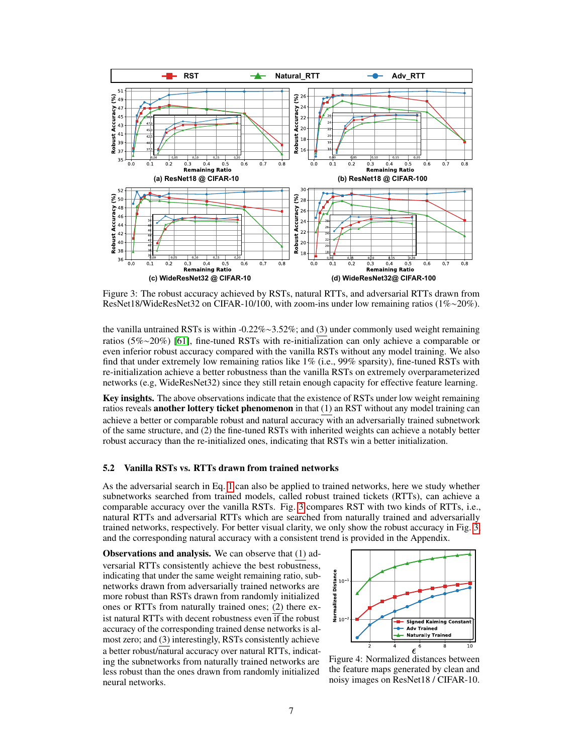Figure 3: The robust accuracy achieved by RSTs, natural RTTs, and adversarial RTTs drawn from ResNet18/WideResNet32 on CIFAR-10/100, with zoom-ins under low remaining ratios (1%∼20%).

the vanilla untrained RSTs is within -0.22%∼3.52%; and (3) under commonly used weight remaining ratios (5%∼20%) [61], fine-tuned RSTs with re-initialization can only achieve a comparable or even inferior robust accuracy compared with the vanilla RSTs without any model training. We also find that under extremely low remaining ratios like 1% (i.e., 99% sparsity), fine-tuned RSTs with re-initialization achieve a better robustness than the vanilla RSTs on extremely overparameterized networks (e.g, WideResNet32) since they still retain enough capacity for effective feature learning.

**Key insights.** The above observations indicate that the existence of RSTs under low weight remaining ratios reveals **another lottery ticket phenomenon** in that (1) an RST without any model training can achieve a better or comparable robust and natural accuracy with an adversarially trained subnetwork of the same structure, and (2) the fine-tuned RSTs with inherited weights can achieve a notably better robust accuracy than the re-initialized ones, indicating that RSTs win a better initialization.

### 5.2 Vanilla RSTs vs. RTTs drawn from trained networks

As the adversarial search in Eq. 1 can also be applied to trained networks, here we study whether subnetworks searched from trained models, called robust trained tickets (RTTs), can achieve a comparable accuracy over the vanilla RSTs. Fig. 3 compares RST with two kinds of RTTs, i.e., natural RTTs and adversarial RTTs which are searched from naturally trained and adversarially trained networks, respectively. For better visual clarity, we only show the robust accuracy in Fig. 3 and the corresponding natural accuracy with a consistent trend is provided in the Appendix.

**Observations and analysis.** We can observe that (1) adversarial RTTs consistently achieve the best robustness, indicating that under the same weight remaining ratio, subnetworks drawn from adversarially trained networks are more robust than RSTs drawn from randomly initialized ones or RTTs from naturally trained ones; (2) there exist natural RTTs with decent robustness even if the robust accuracy of the corresponding trained dense networks is almost zero; and (3) interestingly, RSTs consistently achieve a better robust/natural accuracy over natural RTTs, indicating the subnetworks from naturally trained networks are less robust than the ones drawn from randomly initialized neural networks.

Figure 4: Normalized distances between the feature maps generated by clean and noisy images on ResNet18 / CIFAR-10.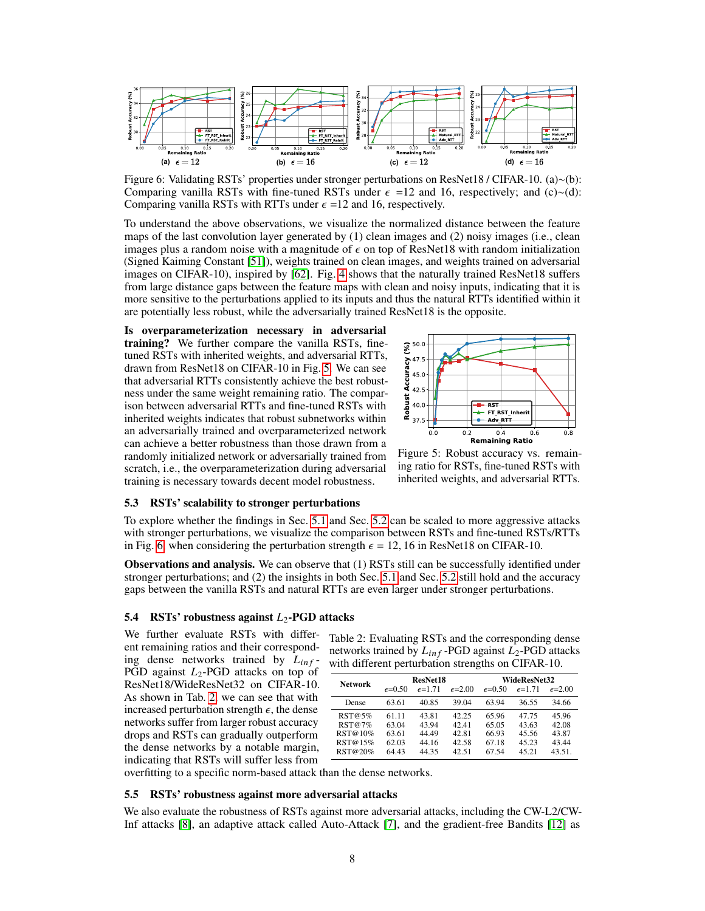Figure 6: Validating RSTs' properties under stronger perturbations on ResNet18 / CIFAR-10. (a)~(b): Comparing vanilla RSTs with fine-tuned RSTs under $\epsilon$ =12 and 16, respectively; and (c)~(d): Comparing vanilla RSTs with RTTs under $\epsilon$ =12 and 16, respectively.

To understand the above observations, we visualize the normalized distance between the feature maps of the last convolution layer generated by (1) clean images and (2) noisy images (i.e., clean images plus a random noise with a magnitude of $\epsilon$ on top of ResNet18 with random initialization (Signed Kaiming Constant [51]), weights trained on clean images, and weights trained on adversarial images on CIFAR-10), inspired by [62]. Fig. 4 shows that the naturally trained ResNet18 suffers from large distance gaps between the feature maps with clean and noisy inputs, indicating that it is more sensitive to the perturbations applied to its inputs and thus the natural RTTs identified within it are potentially less robust, while the adversarially trained ResNet18 is the opposite.

**Is overparameterization necessary in adversarial training?** We further compare the vanilla RSTs, fine-tuned RSTs with inherited weights, and adversarial RTTs, drawn from ResNet18 on CIFAR-10 in Fig. 5. We can see that adversarial RTTs consistently achieve the best robustness under the same weight remaining ratio. The comparison between adversarial RTTs and fine-tuned RSTs with inherited weights indicates that robust subnetworks within an adversarially trained and overparameterized network can achieve a better robustness than those drawn from a randomly initialized network or adversarially trained from scratch, i.e., the overparameterization during adversarial training is necessary towards decent model robustness.

Figure 5: Robust accuracy vs. remaining ratio for RSTs, fine-tuned RSTs with inherited weights, and adversarial RTTs.

### 5.3 RSTs' scalability to stronger perturbations

To explore whether the findings in Sec. 5.1 and Sec. 5.2 can be scaled to more aggressive attacks with stronger perturbations, we visualize the comparison between RSTs and fine-tuned RSTs/RTTs in Fig. 6 when considering the perturbation strength $\epsilon$ = 12, 16 in ResNet18 on CIFAR-10.

**Observations and analysis.** We can observe that (1) RSTs still can be successfully identified under stronger perturbations; and (2) the insights in both Sec. 5.1 and Sec. 5.2 still hold and the accuracy gaps between the vanilla RSTs and natural RTTs are even larger under stronger perturbations.

### 5.4 RSTs' robustness against $L_2$-PGD attacks

We further evaluate RSTs with different remaining ratios and their corresponding dense networks trained by $L_{inf}$-PGD against $L_2$-PGD attacks on top of ResNet18/WideResNet32 on CIFAR-10. As shown in Tab. 2, we can see that with increased perturbation strength $\epsilon$, the dense networks suffer from larger robust accuracy drops and RSTs can gradually outperform the dense networks by a notable margin, indicating that RSTs will suffer less from overfitting to a specific norm-based attack than the dense networks.

Table 2: Evaluating RSTs and the corresponding dense networks trained by $L_{inf}$-PGD against $L_2$-PGD attacks with different perturbation strengths on CIFAR-10.

| Network | ResNet18 | | | WideResNet32 | | |
|---|---|---|---|---|---|---|
| | $\epsilon$=0.50 | $\epsilon$=1.71 | $\epsilon$=2.00 | $\epsilon$=0.50 | $\epsilon$=1.71 | $\epsilon$=2.00 |
| Dense | 63.61 | 40.85 | 39.04 | 63.94 | 36.55 | 34.66 |
| RST@5% | 61.11 | 43.81 | 42.25 | 65.96 | 47.75 | 45.96 |
| RST@7% | 63.04 | 43.94 | 42.41 | 65.05 | 43.63 | 42.08 |
| RST@10% | 63.61 | 44.49 | 42.81 | 66.93 | 45.56 | 43.87 |
| RST@15% | 62.03 | 44.16 | 42.58 | 67.18 | 45.23 | 43.44 |
| RST@20% | 64.43 | 44.35 | 42.51 | 67.54 | 45.21 | 43.51. |

### 5.5 RSTs' robustness against more adversarial attacks

We also evaluate the robustness of RSTs against more adversarial attacks, including the CW-L2/CW-Inf attacks [8], an adaptive attack called Auto-Attack [7], and the gradient-free Bandits [12] as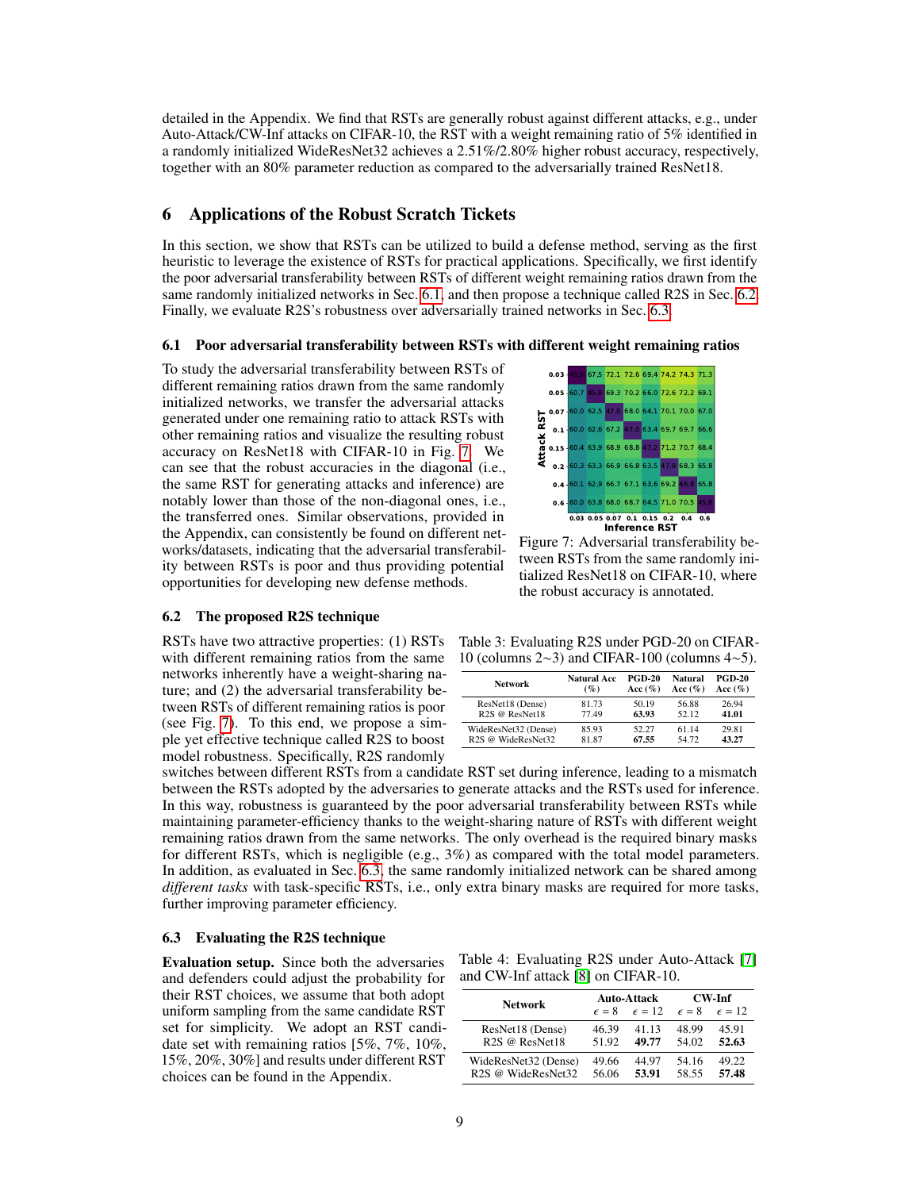detailed in the Appendix. We find that RSTs are generally robust against different attacks, e.g., under Auto-Attack/CW-Inf attacks on CIFAR-10, the RST with a weight remaining ratio of 5% identified in a randomly initialized WideResNet32 achieves a 2.51%/2.80% higher robust accuracy, respectively, together with an 80% parameter reduction as compared to the adversarially trained ResNet18.

# 6 Applications of the Robust Scratch Tickets

In this section, we show that RSTs can be utilized to build a defense method, serving as the first heuristic to leverage the existence of RSTs for practical applications. Specifically, we first identify the poor adversarial transferability between RSTs of different weight remaining ratios drawn from the same randomly initialized networks in Sec. 6.1, and then propose a technique called R2S in Sec. 6.2. Finally, we evaluate R2S's robustness over adversarially trained networks in Sec. 6.3.

## 6.1 Poor adversarial transferability between RSTs with different weight remaining ratios

To study the adversarial transferability between RSTs of different remaining ratios drawn from the same randomly initialized networks, we transfer the adversarial attacks generated under one remaining ratio to attack RSTs with other remaining ratios and visualize the resulting robust accuracy on ResNet18 with CIFAR-10 in Fig. 7. We can see that the robust accuracies in the diagonal (i.e., the same RST for generating attacks and inference) are notably lower than those of the non-diagonal ones, i.e., the transferred ones. Similar observations, provided in the Appendix, can consistently be found on different networks/datasets, indicating that the adversarial transferability between RSTs is poor and thus providing potential opportunities for developing new defense methods.

| Attack RST \ Inference RST | 0.03 | 0.05 | 0.07 | 0.1 | 0.15 | 0.2 | 0.4 | 0.6 |
|---|---|---|---|---|---|---|---|---|
| 0.03 | 43.9 | 67.5 | 72.1 | 72.6 | 69.4 | 74.2 | 74.3 | 71.3 |
| 0.05 | 60.7 | 45.8 | 69.3 | 70.2 | 66.0 | 72.6 | 72.2 | 69.1 |
| 0.07 | 60.0 | 62.5 | 47.0 | 68.0 | 64.1 | 70.1 | 70.0 | 67.0 |
| 0.1 | 60.0 | 62.6 | 67.2 | 47.0 | 63.4 | 69.7 | 69.7 | 66.6 |
| 0.15 | 60.4 | 63.9 | 68.9 | 68.8 | 47.2 | 71.2 | 70.7 | 68.4 |
| 0.2 | 60.3 | 63.3 | 66.9 | 66.8 | 63.5 | 47.8 | 68.3 | 65.8 |
| 0.4 | 60.1 | 62.9 | 66.7 | 67.1 | 63.6 | 69.2 | 46.8 | 65.8 |
| 0.6 | 60.0 | 63.8 | 68.0 | 68.7 | 64.5 | 71.0 | 70.5 | 45.8 |

Figure 7: Adversarial transferability between RSTs from the same randomly initialized ResNet18 on CIFAR-10, where the robust accuracy is annotated.

## 6.2 The proposed R2S technique

RSTs have two attractive properties: (1) RSTs with different remaining ratios from the same networks inherently have a weight-sharing nature; and (2) the adversarial transferability between RSTs of different remaining ratios is poor (see Fig. 7). To this end, we propose a simple yet effective technique called R2S to boost model robustness. Specifically, R2S randomly switches between different RSTs from a candidate RST set during inference, leading to a mismatch between the RSTs adopted by the adversaries to generate attacks and the RSTs used for inference. In this way, robustness is guaranteed by the poor adversarial transferability between RSTs while maintaining parameter-efficiency thanks to the weight-sharing nature of RSTs with different weight remaining ratios drawn from the same networks. The only overhead is the required binary masks for different RSTs, which is negligible (e.g., 3%) as compared with the total model parameters. In addition, as evaluated in Sec. 6.3, the same randomly initialized network can be shared among *different tasks* with task-specific RSTs, i.e., only extra binary masks are required for more tasks, further improving parameter efficiency.

Table 3: Evaluating R2S under PGD-20 on CIFAR-10 (columns 2∼3) and CIFAR-100 (columns 4∼5).

| Network | Natural Acc (%) | PGD-20 Acc (%) | Natural Acc (%) | PGD-20 Acc (%) |
|---|---|---|---|---|
| ResNet18 (Dense) | 81.73 | 50.19 | 56.88 | 26.94 |
| R2S @ ResNet18 | 77.49 | **63.93** | 52.12 | **41.01** |
| WideResNet32 (Dense) | 85.93 | 52.27 | 61.14 | 29.81 |
| R2S @ WideResNet32 | 81.87 | **67.55** | 54.72 | **43.27** |

## 6.3 Evaluating the R2S technique

**Evaluation setup.** Since both the adversaries and defenders could adjust the probability for their RST choices, we assume that both adopt uniform sampling from the same candidate RST set for simplicity. We adopt an RST candidate set with remaining ratios [5%, 7%, 10%, 15%, 20%, 30%] and results under different RST choices can be found in the Appendix.

Table 4: Evaluating R2S under Auto-Attack [7] and CW-Inf attack [8] on CIFAR-10.

| Network | Auto-Attack | | CW-Inf | |
|---|---|---|---|---|
| | $\epsilon = 8$ | $\epsilon = 12$ | $\epsilon = 8$ | $\epsilon = 12$ |
| ResNet18 (Dense) | 46.39 | 41.13 | 48.99 | 45.91 |
| R2S @ ResNet18 | 51.92 | **49.77** | 54.02 | **52.63** |
| WideResNet32 (Dense) | 49.66 | 44.97 | 54.16 | 49.22 |
| R2S @ WideResNet32 | 56.06 | **53.91** | 58.55 | **57.48** |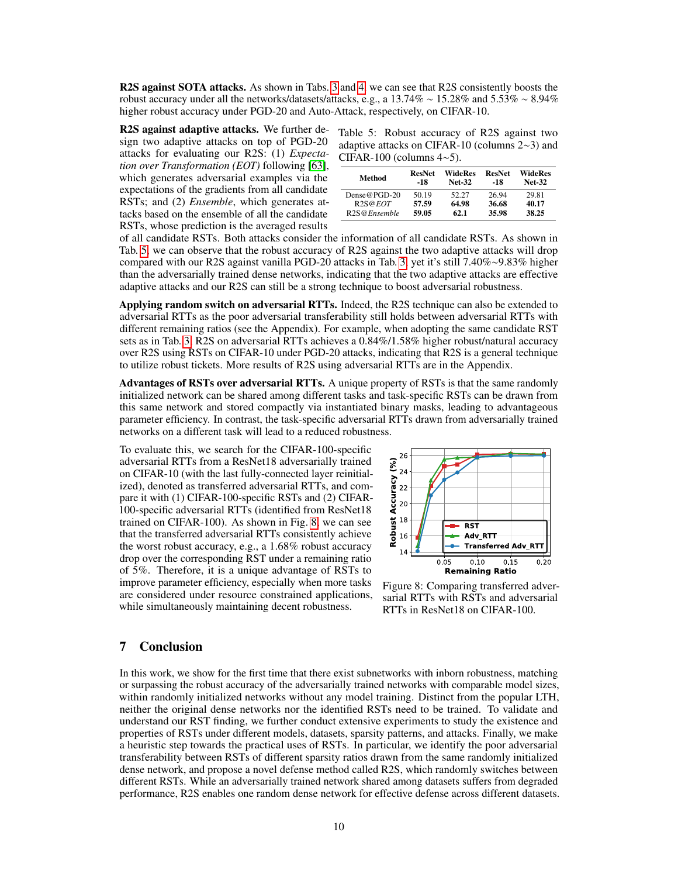**R2S against SOTA attacks.** As shown in Tabs. 3 and 4, we can see that R2S consistently boosts the robust accuracy under all the networks/datasets/attacks, e.g., a 13.74% $\sim$ 15.28% and 5.53% $\sim$ 8.94% higher robust accuracy under PGD-20 and Auto-Attack, respectively, on CIFAR-10.

**R2S against adaptive attacks.** We further design two adaptive attacks on top of PGD-20 attacks for evaluating our R2S: (1) *Expectation over Transformation (EOT)* following [63], which generates adversarial examples via the expectations of the gradients from all candidate RSTs; and (2) *Ensemble*, which generates attacks based on the ensemble of all the candidate RSTs, whose prediction is the averaged results of all candidate RSTs. Both attacks consider the information of all candidate RSTs. As shown in Tab. 5, we can observe that the robust accuracy of R2S against the two adaptive attacks will drop compared with our R2S against vanilla PGD-20 attacks in Tab. 3, yet it's still 7.40%~9.83% higher than the adversarially trained dense networks, indicating that the two adaptive attacks are effective adaptive attacks and our R2S can still be a strong technique to boost adversarial robustness.

Table 5: Robust accuracy of R2S against two adaptive attacks on CIFAR-10 (columns 2~3) and CIFAR-100 (columns 4~5).

| Method | ResNet-18 | WideResNet-32 | ResNet-18 | WideResNet-32 |
|---|---|---|---|---|
| Dense@PGD-20 | 50.19 | 52.27 | 26.94 | 29.81 |
| R2S@*EOT* | **57.59** | **64.98** | **36.68** | **40.17** |
| R2S@*Ensemble* | **59.05** | **62.1** | **35.98** | **38.25** |

**Applying random switch on adversarial RTTs.** Indeed, the R2S technique can also be extended to adversarial RTTs as the poor adversarial transferability still holds between adversarial RTTs with different remaining ratios (see the Appendix). For example, when adopting the same candidate RST sets as in Tab. 3, R2S on adversarial RTTs achieves a 0.84%/1.58% higher robust/natural accuracy over R2S using RSTs on CIFAR-10 under PGD-20 attacks, indicating that R2S is a general technique to utilize robust tickets. More results of R2S using adversarial RTTs are in the Appendix.

**Advantages of RSTs over adversarial RTTs.** A unique property of RSTs is that the same randomly initialized network can be shared among different tasks and task-specific RSTs can be drawn from this same network and stored compactly via instantiated binary masks, leading to advantageous parameter efficiency. In contrast, the task-specific adversarial RTTs drawn from adversarially trained networks on a different task will lead to a reduced robustness.

To evaluate this, we search for the CIFAR-100-specific adversarial RTTs from a ResNet18 adversarially trained on CIFAR-10 (with the last fully-connected layer reinitialized), denoted as transferred adversarial RTTs, and compare it with (1) CIFAR-100-specific RSTs and (2) CIFAR-100-specific adversarial RTTs (identified from ResNet18 trained on CIFAR-100). As shown in Fig. 8, we can see that the transferred adversarial RTTs consistently achieve the worst robust accuracy, e.g., a 1.68% robust accuracy drop over the corresponding RST under a remaining ratio of 5%. Therefore, it is a unique advantage of RSTs to improve parameter efficiency, especially when more tasks are considered under resource constrained applications, while simultaneously maintaining decent robustness.

Figure 8: Comparing transferred adversarial RTTs with RSTs and adversarial RTTs in ResNet18 on CIFAR-100.

## 7 Conclusion

In this work, we show for the first time that there exist subnetworks with inborn robustness, matching or surpassing the robust accuracy of the adversarially trained networks with comparable model sizes, within randomly initialized networks without any model training. Distinct from the popular LTH, neither the original dense networks nor the identified RSTs need to be trained. To validate and understand our RST finding, we further conduct extensive experiments to study the existence and properties of RSTs under different models, datasets, sparsity patterns, and attacks. Finally, we make a heuristic step towards the practical uses of RSTs. In particular, we identify the poor adversarial transferability between RSTs of different sparsity ratios drawn from the same randomly initialized dense network, and propose a novel defense method called R2S, which randomly switches between different RSTs. While an adversarially trained network shared among datasets suffers from degraded performance, R2S enables one random dense network for effective defense across different datasets.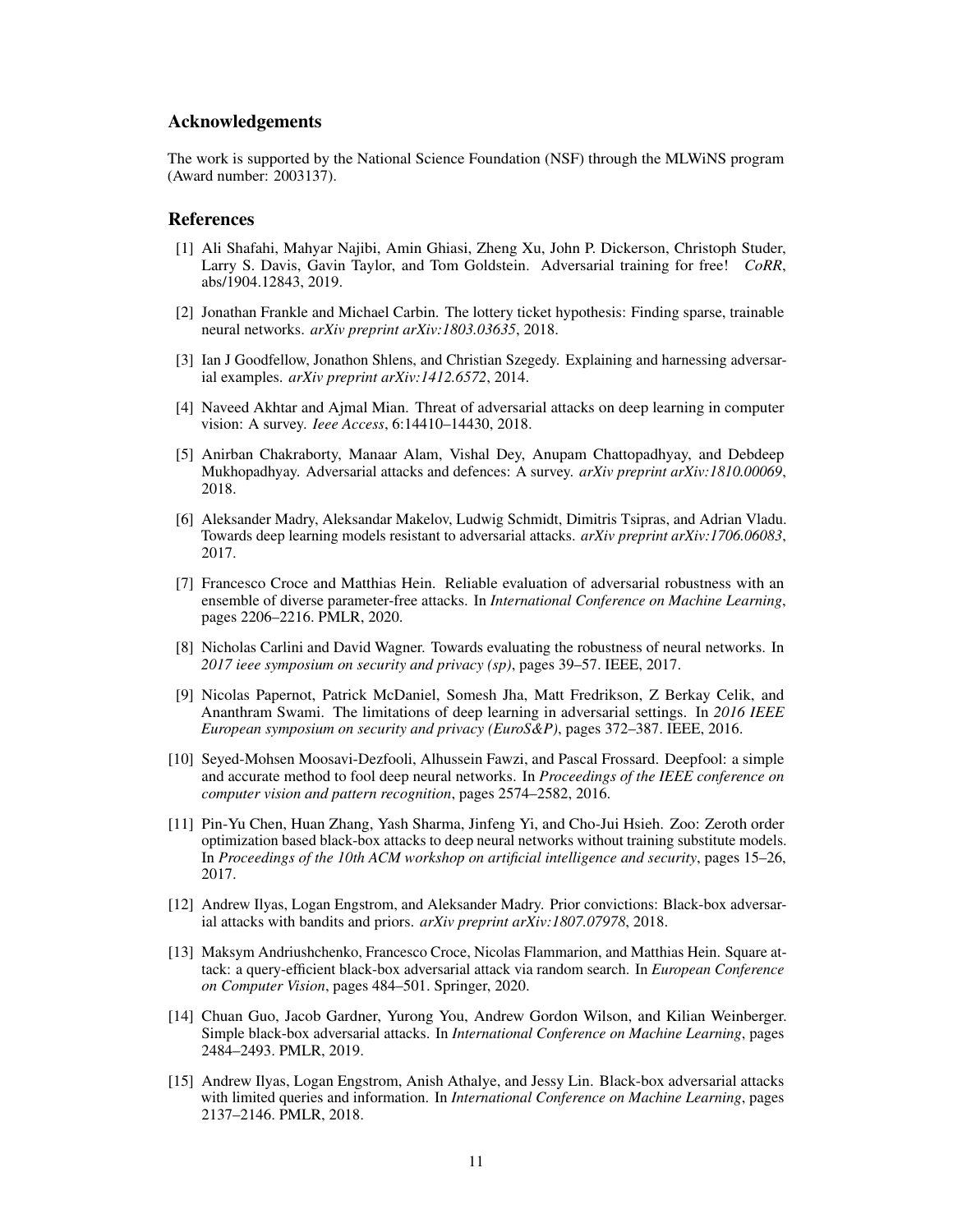## Acknowledgements

The work is supported by the National Science Foundation (NSF) through the MLWiNS program (Award number: 2003137).

## References

[1] Ali Shafahi, Mahyar Najibi, Amin Ghiasi, Zheng Xu, John P. Dickerson, Christoph Studer, Larry S. Davis, Gavin Taylor, and Tom Goldstein. Adversarial training for free! *CoRR*, abs/1904.12843, 2019.

[2] Jonathan Frankle and Michael Carbin. The lottery ticket hypothesis: Finding sparse, trainable neural networks. *arXiv preprint arXiv:1803.03635*, 2018.

[3] Ian J Goodfellow, Jonathon Shlens, and Christian Szegedy. Explaining and harnessing adversarial examples. *arXiv preprint arXiv:1412.6572*, 2014.

[4] Naveed Akhtar and Ajmal Mian. Threat of adversarial attacks on deep learning in computer vision: A survey. *Ieee Access*, 6:14410–14430, 2018.

[5] Anirban Chakraborty, Manaar Alam, Vishal Dey, Anupam Chattopadhyay, and Debdeep Mukhopadhyay. Adversarial attacks and defences: A survey. *arXiv preprint arXiv:1810.00069*, 2018.

[6] Aleksander Madry, Aleksandar Makelov, Ludwig Schmidt, Dimitris Tsipras, and Adrian Vladu. Towards deep learning models resistant to adversarial attacks. *arXiv preprint arXiv:1706.06083*, 2017.

[7] Francesco Croce and Matthias Hein. Reliable evaluation of adversarial robustness with an ensemble of diverse parameter-free attacks. In *International Conference on Machine Learning*, pages 2206–2216. PMLR, 2020.

[8] Nicholas Carlini and David Wagner. Towards evaluating the robustness of neural networks. In *2017 ieee symposium on security and privacy (sp)*, pages 39–57. IEEE, 2017.

[9] Nicolas Papernot, Patrick McDaniel, Somesh Jha, Matt Fredrikson, Z Berkay Celik, and Ananthram Swami. The limitations of deep learning in adversarial settings. In *2016 IEEE European symposium on security and privacy (EuroS&P)*, pages 372–387. IEEE, 2016.

[10] Seyed-Mohsen Moosavi-Dezfooli, Alhussein Fawzi, and Pascal Frossard. Deepfool: a simple and accurate method to fool deep neural networks. In *Proceedings of the IEEE conference on computer vision and pattern recognition*, pages 2574–2582, 2016.

[11] Pin-Yu Chen, Huan Zhang, Yash Sharma, Jinfeng Yi, and Cho-Jui Hsieh. Zoo: Zeroth order optimization based black-box attacks to deep neural networks without training substitute models. In *Proceedings of the 10th ACM workshop on artificial intelligence and security*, pages 15–26, 2017.

[12] Andrew Ilyas, Logan Engstrom, and Aleksander Madry. Prior convictions: Black-box adversarial attacks with bandits and priors. *arXiv preprint arXiv:1807.07978*, 2018.

[13] Maksym Andriushchenko, Francesco Croce, Nicolas Flammarion, and Matthias Hein. Square attack: a query-efficient black-box adversarial attack via random search. In *European Conference on Computer Vision*, pages 484–501. Springer, 2020.

[14] Chuan Guo, Jacob Gardner, Yurong You, Andrew Gordon Wilson, and Kilian Weinberger. Simple black-box adversarial attacks. In *International Conference on Machine Learning*, pages 2484–2493. PMLR, 2019.

[15] Andrew Ilyas, Logan Engstrom, Anish Athalye, and Jessy Lin. Black-box adversarial attacks with limited queries and information. In *International Conference on Machine Learning*, pages 2137–2146. PMLR, 2018.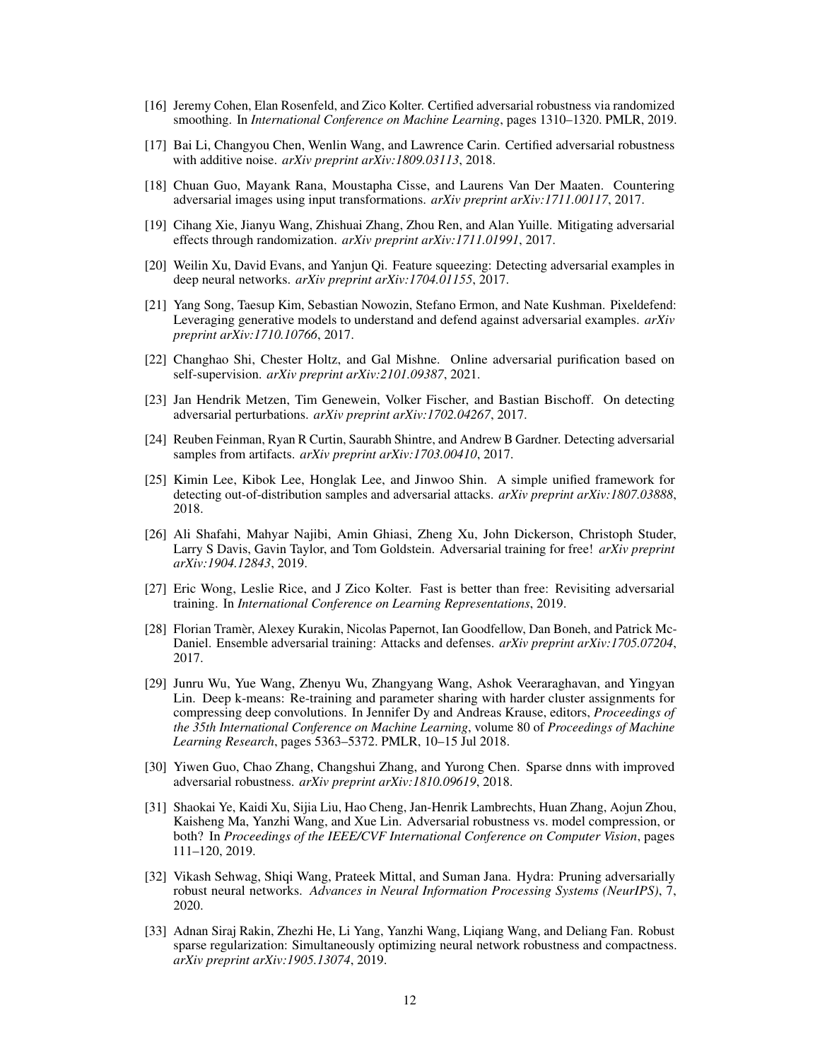[16] Jeremy Cohen, Elan Rosenfeld, and Zico Kolter. Certified adversarial robustness via randomized smoothing. In *International Conference on Machine Learning*, pages 1310–1320. PMLR, 2019.

[17] Bai Li, Changyou Chen, Wenlin Wang, and Lawrence Carin. Certified adversarial robustness with additive noise. *arXiv preprint arXiv:1809.03113*, 2018.

[18] Chuan Guo, Mayank Rana, Moustapha Cisse, and Laurens Van Der Maaten. Countering adversarial images using input transformations. *arXiv preprint arXiv:1711.00117*, 2017.

[19] Cihang Xie, Jianyu Wang, Zhishuai Zhang, Zhou Ren, and Alan Yuille. Mitigating adversarial effects through randomization. *arXiv preprint arXiv:1711.01991*, 2017.

[20] Weilin Xu, David Evans, and Yanjun Qi. Feature squeezing: Detecting adversarial examples in deep neural networks. *arXiv preprint arXiv:1704.01155*, 2017.

[21] Yang Song, Taesup Kim, Sebastian Nowozin, Stefano Ermon, and Nate Kushman. Pixeldefend: Leveraging generative models to understand and defend against adversarial examples. *arXiv preprint arXiv:1710.10766*, 2017.

[22] Changhao Shi, Chester Holtz, and Gal Mishne. Online adversarial purification based on self-supervision. *arXiv preprint arXiv:2101.09387*, 2021.

[23] Jan Hendrik Metzen, Tim Genewein, Volker Fischer, and Bastian Bischoff. On detecting adversarial perturbations. *arXiv preprint arXiv:1702.04267*, 2017.

[24] Reuben Feinman, Ryan R Curtin, Saurabh Shintre, and Andrew B Gardner. Detecting adversarial samples from artifacts. *arXiv preprint arXiv:1703.00410*, 2017.

[25] Kimin Lee, Kibok Lee, Honglak Lee, and Jinwoo Shin. A simple unified framework for detecting out-of-distribution samples and adversarial attacks. *arXiv preprint arXiv:1807.03888*, 2018.

[26] Ali Shafahi, Mahyar Najibi, Amin Ghiasi, Zheng Xu, John Dickerson, Christoph Studer, Larry S Davis, Gavin Taylor, and Tom Goldstein. Adversarial training for free! *arXiv preprint arXiv:1904.12843*, 2019.

[27] Eric Wong, Leslie Rice, and J Zico Kolter. Fast is better than free: Revisiting adversarial training. In *International Conference on Learning Representations*, 2019.

[28] Florian Tramèr, Alexey Kurakin, Nicolas Papernot, Ian Goodfellow, Dan Boneh, and Patrick McDaniel. Ensemble adversarial training: Attacks and defenses. *arXiv preprint arXiv:1705.07204*, 2017.

[29] Junru Wu, Yue Wang, Zhenyu Wu, Zhangyang Wang, Ashok Veeraraghavan, and Yingyan Lin. Deep k-means: Re-training and parameter sharing with harder cluster assignments for compressing deep convolutions. In Jennifer Dy and Andreas Krause, editors, *Proceedings of the 35th International Conference on Machine Learning*, volume 80 of *Proceedings of Machine Learning Research*, pages 5363–5372. PMLR, 10–15 Jul 2018.

[30] Yiwen Guo, Chao Zhang, Changshui Zhang, and Yurong Chen. Sparse dnns with improved adversarial robustness. *arXiv preprint arXiv:1810.09619*, 2018.

[31] Shaokai Ye, Kaidi Xu, Sijia Liu, Hao Cheng, Jan-Henrik Lambrechts, Huan Zhang, Aojun Zhou, Kaisheng Ma, Yanzhi Wang, and Xue Lin. Adversarial robustness vs. model compression, or both? In *Proceedings of the IEEE/CVF International Conference on Computer Vision*, pages 111–120, 2019.

[32] Vikash Sehwag, Shiqi Wang, Prateek Mittal, and Suman Jana. Hydra: Pruning adversarially robust neural networks. *Advances in Neural Information Processing Systems (NeurIPS)*, 7, 2020.

[33] Adnan Siraj Rakin, Zhezhi He, Li Yang, Yanzhi Wang, Liqiang Wang, and Deliang Fan. Robust sparse regularization: Simultaneously optimizing neural network robustness and compactness. *arXiv preprint arXiv:1905.13074*, 2019.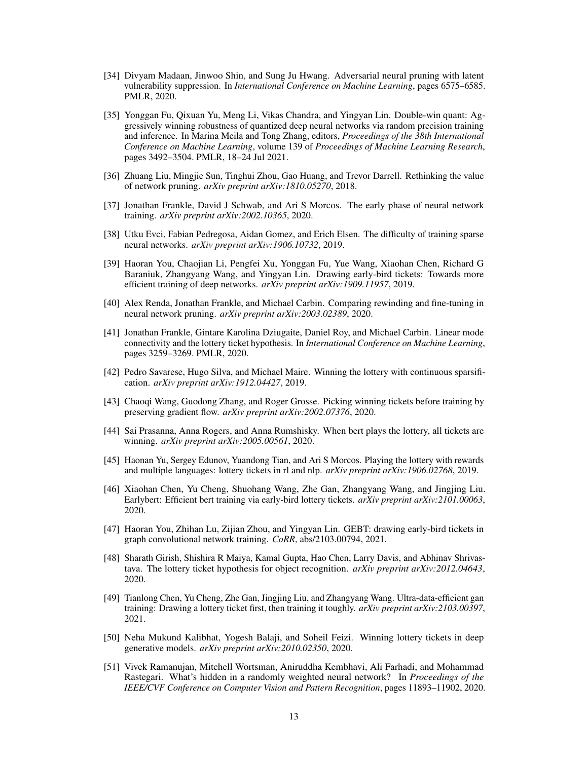[34] Divyam Madaan, Jinwoo Shin, and Sung Ju Hwang. Adversarial neural pruning with latent vulnerability suppression. In *International Conference on Machine Learning*, pages 6575–6585. PMLR, 2020.

[35] Yonggan Fu, Qixuan Yu, Meng Li, Vikas Chandra, and Yingyan Lin. Double-win quant: Aggressively winning robustness of quantized deep neural networks via random precision training and inference. In Marina Meila and Tong Zhang, editors, *Proceedings of the 38th International Conference on Machine Learning*, volume 139 of *Proceedings of Machine Learning Research*, pages 3492–3504. PMLR, 18–24 Jul 2021.

[36] Zhuang Liu, Mingjie Sun, Tinghui Zhou, Gao Huang, and Trevor Darrell. Rethinking the value of network pruning. *arXiv preprint arXiv:1810.05270*, 2018.

[37] Jonathan Frankle, David J Schwab, and Ari S Morcos. The early phase of neural network training. *arXiv preprint arXiv:2002.10365*, 2020.

[38] Utku Evci, Fabian Pedregosa, Aidan Gomez, and Erich Elsen. The difficulty of training sparse neural networks. *arXiv preprint arXiv:1906.10732*, 2019.

[39] Haoran You, Chaojian Li, Pengfei Xu, Yonggan Fu, Yue Wang, Xiaohan Chen, Richard G Baraniuk, Zhangyang Wang, and Yingyan Lin. Drawing early-bird tickets: Towards more efficient training of deep networks. *arXiv preprint arXiv:1909.11957*, 2019.

[40] Alex Renda, Jonathan Frankle, and Michael Carbin. Comparing rewinding and fine-tuning in neural network pruning. *arXiv preprint arXiv:2003.02389*, 2020.

[41] Jonathan Frankle, Gintare Karolina Dziugaite, Daniel Roy, and Michael Carbin. Linear mode connectivity and the lottery ticket hypothesis. In *International Conference on Machine Learning*, pages 3259–3269. PMLR, 2020.

[42] Pedro Savarese, Hugo Silva, and Michael Maire. Winning the lottery with continuous sparsification. *arXiv preprint arXiv:1912.04427*, 2019.

[43] Chaoqi Wang, Guodong Zhang, and Roger Grosse. Picking winning tickets before training by preserving gradient flow. *arXiv preprint arXiv:2002.07376*, 2020.

[44] Sai Prasanna, Anna Rogers, and Anna Rumshisky. When bert plays the lottery, all tickets are winning. *arXiv preprint arXiv:2005.00561*, 2020.

[45] Haonan Yu, Sergey Edunov, Yuandong Tian, and Ari S Morcos. Playing the lottery with rewards and multiple languages: lottery tickets in rl and nlp. *arXiv preprint arXiv:1906.02768*, 2019.

[46] Xiaohan Chen, Yu Cheng, Shuohang Wang, Zhe Gan, Zhangyang Wang, and Jingjing Liu. Earlybert: Efficient bert training via early-bird lottery tickets. *arXiv preprint arXiv:2101.00063*, 2020.

[47] Haoran You, Zhihan Lu, Zijian Zhou, and Yingyan Lin. GEBT: drawing early-bird tickets in graph convolutional network training. *CoRR*, abs/2103.00794, 2021.

[48] Sharath Girish, Shishira R Maiya, Kamal Gupta, Hao Chen, Larry Davis, and Abhinav Shrivastava. The lottery ticket hypothesis for object recognition. *arXiv preprint arXiv:2012.04643*, 2020.

[49] Tianlong Chen, Yu Cheng, Zhe Gan, Jingjing Liu, and Zhangyang Wang. Ultra-data-efficient gan training: Drawing a lottery ticket first, then training it toughly. *arXiv preprint arXiv:2103.00397*, 2021.

[50] Neha Mukund Kalibhat, Yogesh Balaji, and Soheil Feizi. Winning lottery tickets in deep generative models. *arXiv preprint arXiv:2010.02350*, 2020.

[51] Vivek Ramanujan, Mitchell Wortsman, Aniruddha Kembhavi, Ali Farhadi, and Mohammad Rastegari. What's hidden in a randomly weighted neural network? In *Proceedings of the IEEE/CVF Conference on Computer Vision and Pattern Recognition*, pages 11893–11902, 2020.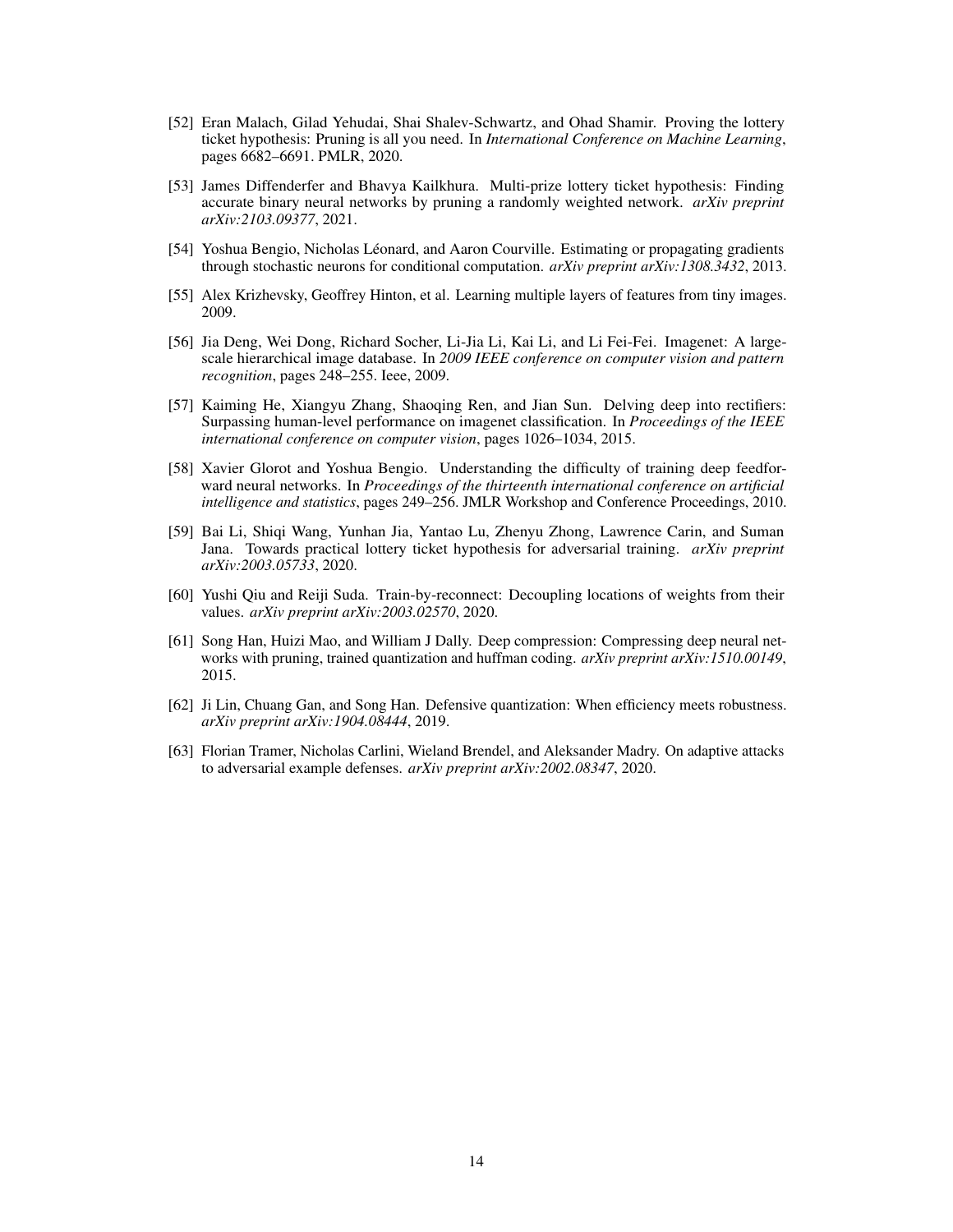[52] Eran Malach, Gilad Yehudai, Shai Shalev-Schwartz, and Ohad Shamir. Proving the lottery ticket hypothesis: Pruning is all you need. In *International Conference on Machine Learning*, pages 6682–6691. PMLR, 2020.

[53] James Diffenderfer and Bhavya Kailkhura. Multi-prize lottery ticket hypothesis: Finding accurate binary neural networks by pruning a randomly weighted network. *arXiv preprint arXiv:2103.09377*, 2021.

[54] Yoshua Bengio, Nicholas Léonard, and Aaron Courville. Estimating or propagating gradients through stochastic neurons for conditional computation. *arXiv preprint arXiv:1308.3432*, 2013.

[55] Alex Krizhevsky, Geoffrey Hinton, et al. Learning multiple layers of features from tiny images. 2009.

[56] Jia Deng, Wei Dong, Richard Socher, Li-Jia Li, Kai Li, and Li Fei-Fei. Imagenet: A large-scale hierarchical image database. In *2009 IEEE conference on computer vision and pattern recognition*, pages 248–255. Ieee, 2009.

[57] Kaiming He, Xiangyu Zhang, Shaoqing Ren, and Jian Sun. Delving deep into rectifiers: Surpassing human-level performance on imagenet classification. In *Proceedings of the IEEE international conference on computer vision*, pages 1026–1034, 2015.

[58] Xavier Glorot and Yoshua Bengio. Understanding the difficulty of training deep feedforward neural networks. In *Proceedings of the thirteenth international conference on artificial intelligence and statistics*, pages 249–256. JMLR Workshop and Conference Proceedings, 2010.

[59] Bai Li, Shiqi Wang, Yunhan Jia, Yantao Lu, Zhenyu Zhong, Lawrence Carin, and Suman Jana. Towards practical lottery ticket hypothesis for adversarial training. *arXiv preprint arXiv:2003.05733*, 2020.

[60] Yushi Qiu and Reiji Suda. Train-by-reconnect: Decoupling locations of weights from their values. *arXiv preprint arXiv:2003.02570*, 2020.

[61] Song Han, Huizi Mao, and William J Dally. Deep compression: Compressing deep neural networks with pruning, trained quantization and huffman coding. *arXiv preprint arXiv:1510.00149*, 2015.

[62] Ji Lin, Chuang Gan, and Song Han. Defensive quantization: When efficiency meets robustness. *arXiv preprint arXiv:1904.08444*, 2019.

[63] Florian Tramer, Nicholas Carlini, Wieland Brendel, and Aleksander Madry. On adaptive attacks to adversarial example defenses. *arXiv preprint arXiv:2002.08347*, 2020.